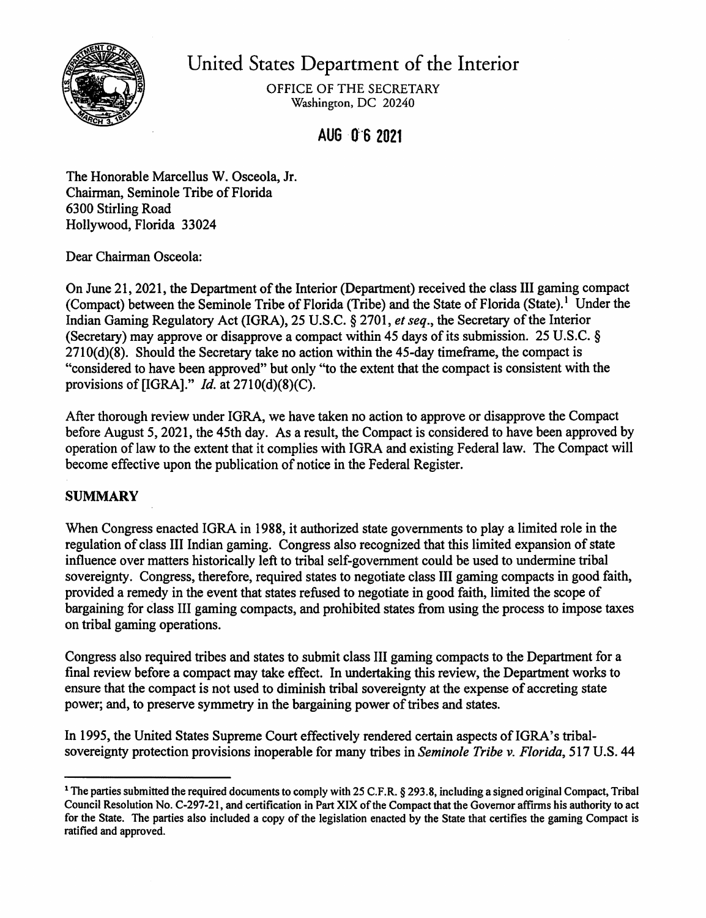# United States Department of the Interior

OFFICE OF THE SECRETARY
Washington, DC 20240

**AUG 06 2021**

The Honorable Marcellus W. Osceola, Jr.
Chairman, Seminole Tribe of Florida
6300 Stirling Road
Hollywood, Florida 33024

Dear Chairman Osceola:

On June 21, 2021, the Department of the Interior (Department) received the class III gaming compact (Compact) between the Seminole Tribe of Florida (Tribe) and the State of Florida (State).[1] Under the Indian Gaming Regulatory Act (IGRA), 25 U.S.C. § 2701, *et seq*., the Secretary of the Interior (Secretary) may approve or disapprove a compact within 45 days of its submission. 25 U.S.C. § 2710(d)(8). Should the Secretary take no action within the 45-day timeframe, the compact is "considered to have been approved" but only "to the extent that the compact is consistent with the provisions of [IGRA]." *Id.* at 2710(d)(8)(C).

After thorough review under IGRA, we have taken no action to approve or disapprove the Compact before August 5, 2021, the 45th day. As a result, the Compact is considered to have been approved by operation of law to the extent that it complies with IGRA and existing Federal law. The Compact will become effective upon the publication of notice in the Federal Register.

## SUMMARY

When Congress enacted IGRA in 1988, it authorized state governments to play a limited role in the regulation of class III Indian gaming. Congress also recognized that this limited expansion of state influence over matters historically left to tribal self-government could be used to undermine tribal sovereignty. Congress, therefore, required states to negotiate class III gaming compacts in good faith, provided a remedy in the event that states refused to negotiate in good faith, limited the scope of bargaining for class III gaming compacts, and prohibited states from using the process to impose taxes on tribal gaming operations.

Congress also required tribes and states to submit class III gaming compacts to the Department for a final review before a compact may take effect. In undertaking this review, the Department works to ensure that the compact is not used to diminish tribal sovereignty at the expense of accreting state power; and, to preserve symmetry in the bargaining power of tribes and states.

In 1995, the United States Supreme Court effectively rendered certain aspects of IGRA's tribal-sovereignty protection provisions inoperable for many tribes in *Seminole Tribe v. Florida*, 517 U.S. 44

---

[1] The parties submitted the required documents to comply with 25 C.F.R. § 293.8, including a signed original Compact, Tribal Council Resolution No. C-297-21, and certification in Part XIX of the Compact that the Governor affirms his authority to act for the State. The parties also included a copy of the legislation enacted by the State that certifies the gaming Compact is ratified and approved.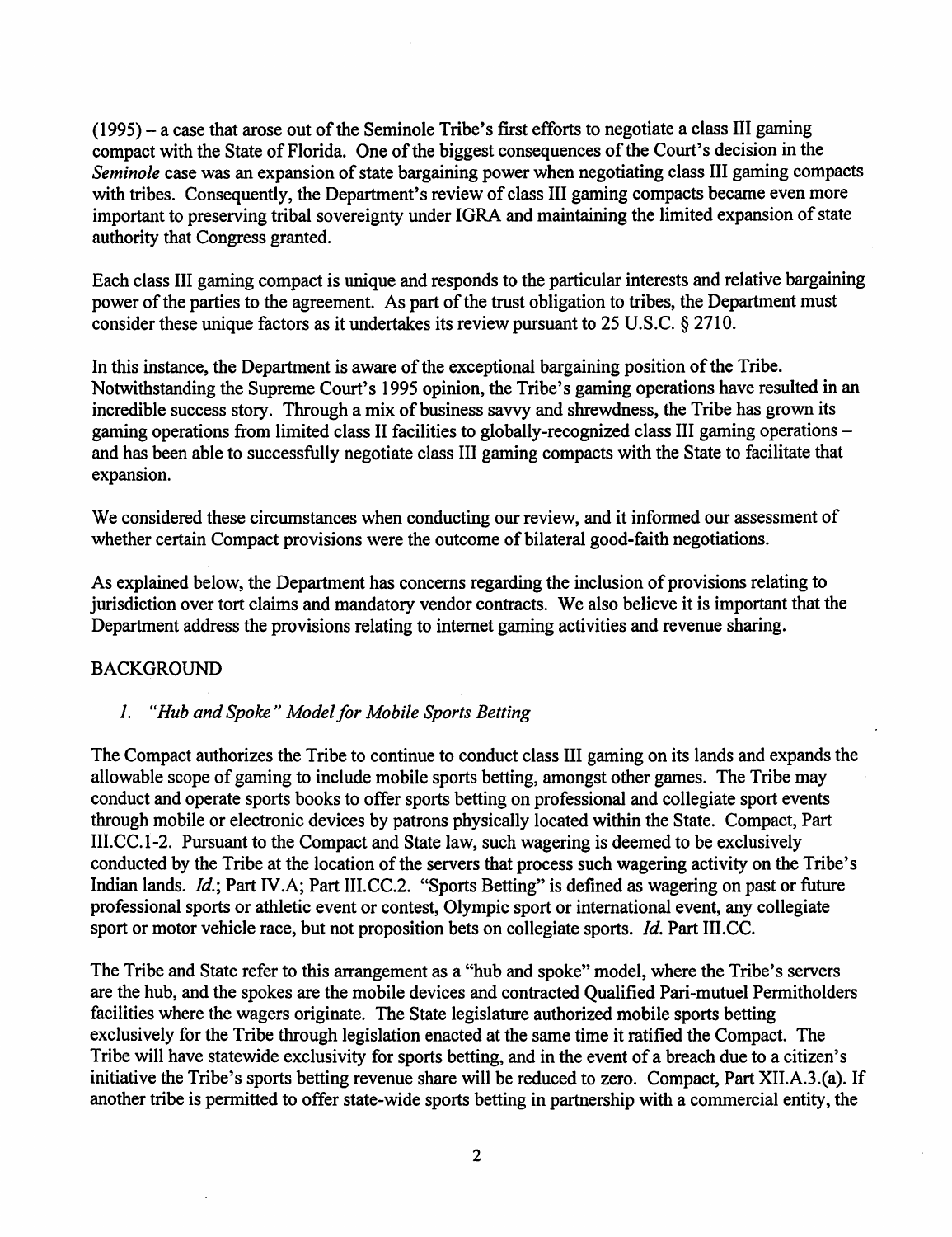(1995) – a case that arose out of the Seminole Tribe's first efforts to negotiate a class III gaming compact with the State of Florida. One of the biggest consequences of the Court's decision in the *Seminole* case was an expansion of state bargaining power when negotiating class III gaming compacts with tribes. Consequently, the Department's review of class III gaming compacts became even more important to preserving tribal sovereignty under IGRA and maintaining the limited expansion of state authority that Congress granted.

Each class III gaming compact is unique and responds to the particular interests and relative bargaining power of the parties to the agreement. As part of the trust obligation to tribes, the Department must consider these unique factors as it undertakes its review pursuant to 25 U.S.C. § 2710.

In this instance, the Department is aware of the exceptional bargaining position of the Tribe. Notwithstanding the Supreme Court's 1995 opinion, the Tribe's gaming operations have resulted in an incredible success story. Through a mix of business savvy and shrewdness, the Tribe has grown its gaming operations from limited class II facilities to globally-recognized class III gaming operations – and has been able to successfully negotiate class III gaming compacts with the State to facilitate that expansion.

We considered these circumstances when conducting our review, and it informed our assessment of whether certain Compact provisions were the outcome of bilateral good-faith negotiations.

As explained below, the Department has concerns regarding the inclusion of provisions relating to jurisdiction over tort claims and mandatory vendor contracts. We also believe it is important that the Department address the provisions relating to internet gaming activities and revenue sharing.

## BACKGROUND

### *1. "Hub and Spoke" Model for Mobile Sports Betting*

The Compact authorizes the Tribe to continue to conduct class III gaming on its lands and expands the allowable scope of gaming to include mobile sports betting, amongst other games. The Tribe may conduct and operate sports books to offer sports betting on professional and collegiate sport events through mobile or electronic devices by patrons physically located within the State. Compact, Part III.CC.1-2. Pursuant to the Compact and State law, such wagering is deemed to be exclusively conducted by the Tribe at the location of the servers that process such wagering activity on the Tribe's Indian lands. *Id.*; Part IV.A; Part III.CC.2. "Sports Betting" is defined as wagering on past or future professional sports or athletic event or contest, Olympic sport or international event, any collegiate sport or motor vehicle race, but not proposition bets on collegiate sports. *Id.* Part III.CC.

The Tribe and State refer to this arrangement as a "hub and spoke" model, where the Tribe's servers are the hub, and the spokes are the mobile devices and contracted Qualified Pari-mutuel Permitholders facilities where the wagers originate. The State legislature authorized mobile sports betting exclusively for the Tribe through legislation enacted at the same time it ratified the Compact. The Tribe will have statewide exclusivity for sports betting, and in the event of a breach due to a citizen's initiative the Tribe's sports betting revenue share will be reduced to zero. Compact, Part XII.A.3.(a). If another tribe is permitted to offer state-wide sports betting in partnership with a commercial entity, the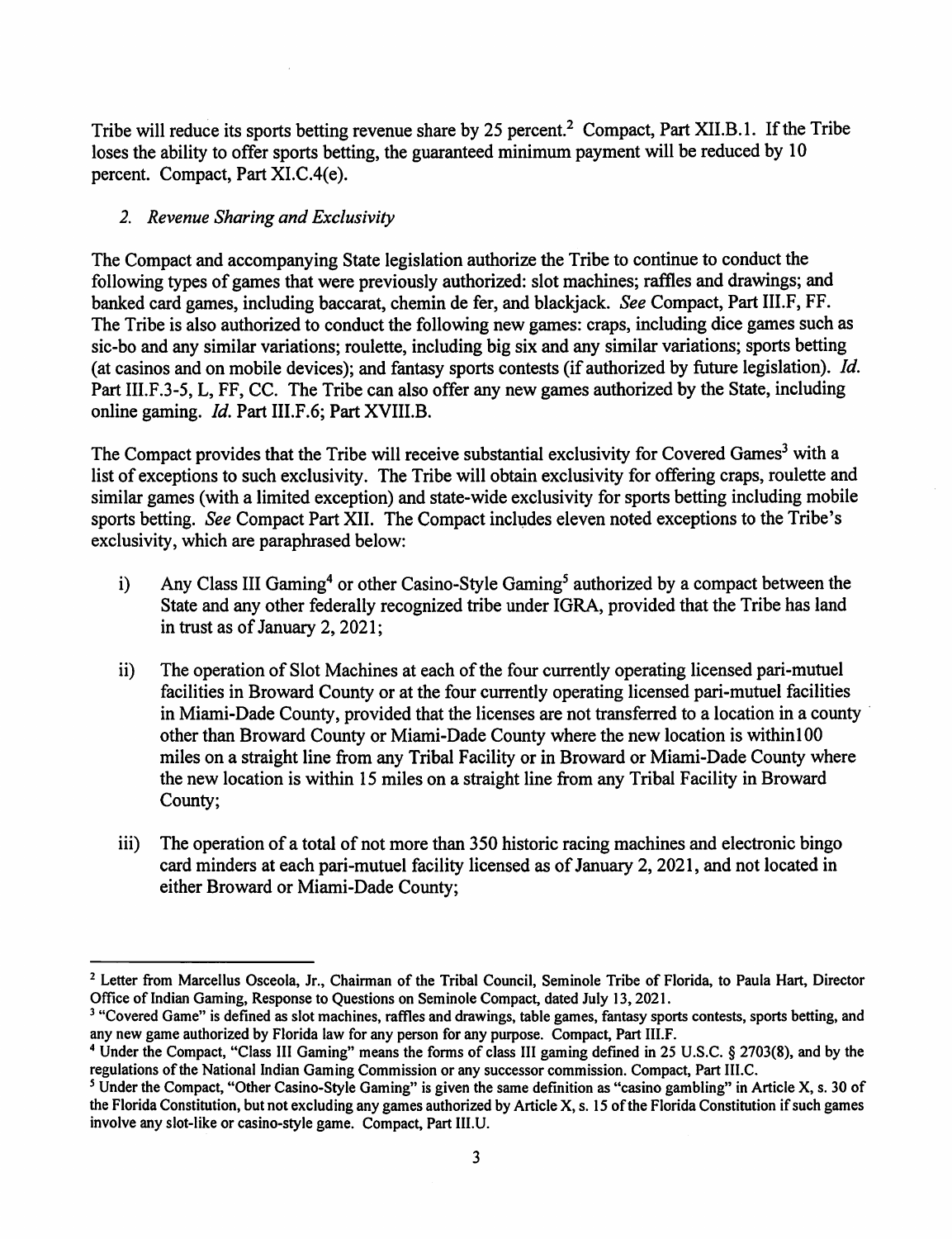Tribe will reduce its sports betting revenue share by 25 percent.[2] Compact, Part XII.B.1. If the Tribe loses the ability to offer sports betting, the guaranteed minimum payment will be reduced by 10 percent. Compact, Part XI.C.4(e).

### *2. Revenue Sharing and Exclusivity*

The Compact and accompanying State legislation authorize the Tribe to continue to conduct the following types of games that were previously authorized: slot machines; raffles and drawings; and banked card games, including baccarat, chemin de fer, and blackjack. *See* Compact, Part III.F, FF. The Tribe is also authorized to conduct the following new games: craps, including dice games such as sic-bo and any similar variations; roulette, including big six and any similar variations; sports betting (at casinos and on mobile devices); and fantasy sports contests (if authorized by future legislation). *Id.* Part III.F.3-5, L, FF, CC. The Tribe can also offer any new games authorized by the State, including online gaming. *Id.* Part III.F.6; Part XVIII.B.

The Compact provides that the Tribe will receive substantial exclusivity for Covered Games[3] with a list of exceptions to such exclusivity. The Tribe will obtain exclusivity for offering craps, roulette and similar games (with a limited exception) and state-wide exclusivity for sports betting including mobile sports betting. *See* Compact Part XII. The Compact includes eleven noted exceptions to the Tribe's exclusivity, which are paraphrased below:

i) Any Class III Gaming[4] or other Casino-Style Gaming[5] authorized by a compact between the State and any other federally recognized tribe under IGRA, provided that the Tribe has land in trust as of January 2, 2021;

ii) The operation of Slot Machines at each of the four currently operating licensed pari-mutuel facilities in Broward County or at the four currently operating licensed pari-mutuel facilities in Miami-Dade County, provided that the licenses are not transferred to a location in a county other than Broward County or Miami-Dade County where the new location is within100 miles on a straight line from any Tribal Facility or in Broward or Miami-Dade County where the new location is within 15 miles on a straight line from any Tribal Facility in Broward County;

iii) The operation of a total of not more than 350 historic racing machines and electronic bingo card minders at each pari-mutuel facility licensed as of January 2, 2021, and not located in either Broward or Miami-Dade County;

---

[2] Letter from Marcellus Osceola, Jr., Chairman of the Tribal Council, Seminole Tribe of Florida, to Paula Hart, Director Office of Indian Gaming, Response to Questions on Seminole Compact, dated July 13, 2021.

[3] "Covered Game" is defined as slot machines, raffles and drawings, table games, fantasy sports contests, sports betting, and any new game authorized by Florida law for any person for any purpose. Compact, Part III.F.

[4] Under the Compact, "Class III Gaming" means the forms of class III gaming defined in 25 U.S.C. § 2703(8), and by the regulations of the National Indian Gaming Commission or any successor commission. Compact, Part III.C.

[5] Under the Compact, "Other Casino-Style Gaming" is given the same definition as "casino gambling" in Article X, s. 30 of the Florida Constitution, but not excluding any games authorized by Article X, s. 15 of the Florida Constitution if such games involve any slot-like or casino-style game. Compact, Part III.U.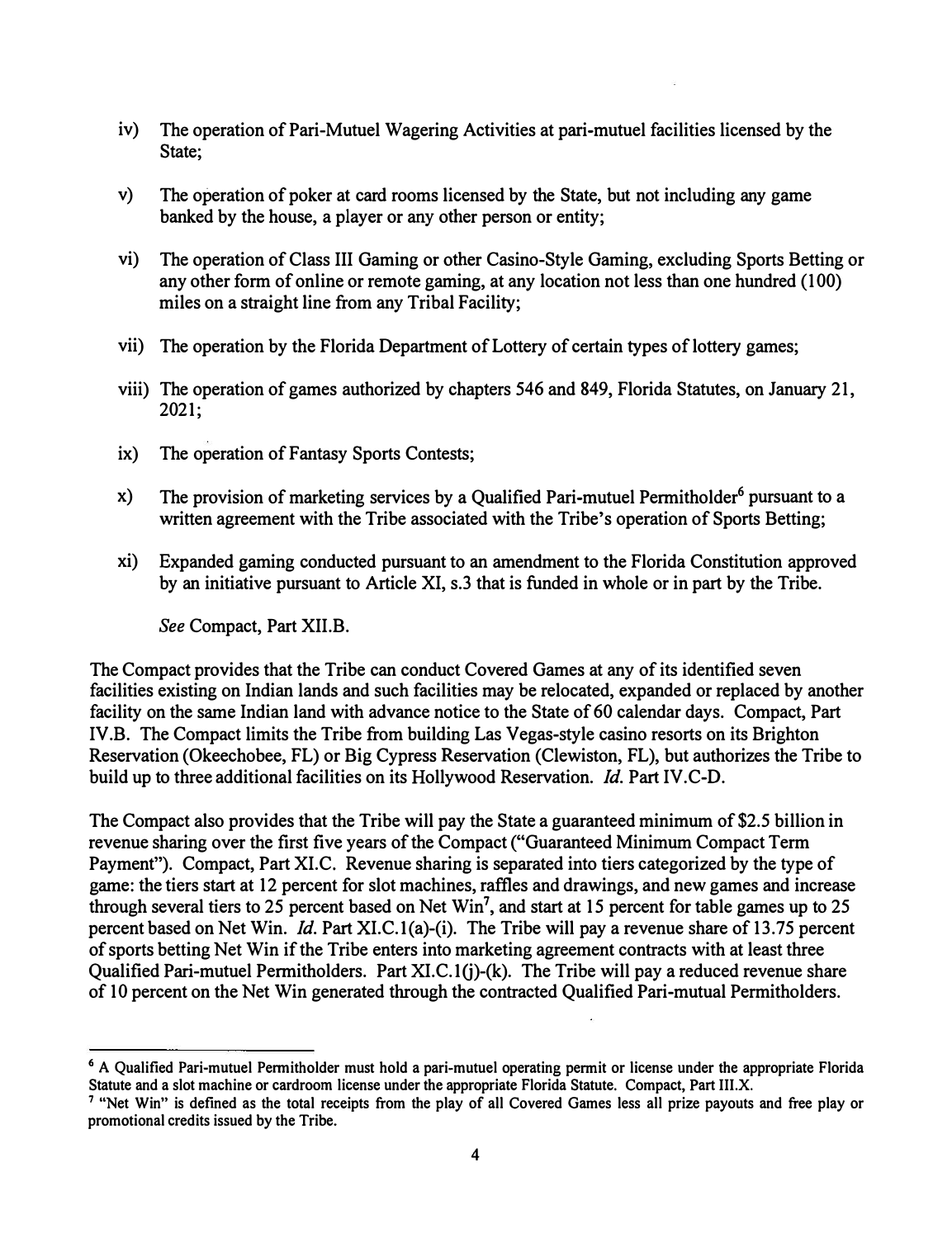iv) The operation of Pari-Mutuel Wagering Activities at pari-mutuel facilities licensed by the State;

v) The operation of poker at card rooms licensed by the State, but not including any game banked by the house, a player or any other person or entity;

vi) The operation of Class III Gaming or other Casino-Style Gaming, excluding Sports Betting or any other form of online or remote gaming, at any location not less than one hundred (100) miles on a straight line from any Tribal Facility;

vii) The operation by the Florida Department of Lottery of certain types of lottery games;

viii) The operation of games authorized by chapters 546 and 849, Florida Statutes, on January 21, 2021;

ix) The operation of Fantasy Sports Contests;

x) The provision of marketing services by a Qualified Pari-mutuel Permitholder[6] pursuant to a written agreement with the Tribe associated with the Tribe's operation of Sports Betting;

xi) Expanded gaming conducted pursuant to an amendment to the Florida Constitution approved by an initiative pursuant to Article XI, s.3 that is funded in whole or in part by the Tribe.

*See* Compact, Part XII.B.

The Compact provides that the Tribe can conduct Covered Games at any of its identified seven facilities existing on Indian lands and such facilities may be relocated, expanded or replaced by another facility on the same Indian land with advance notice to the State of 60 calendar days. Compact, Part IV.B. The Compact limits the Tribe from building Las Vegas-style casino resorts on its Brighton Reservation (Okeechobee, FL) or Big Cypress Reservation (Clewiston, FL), but authorizes the Tribe to build up to three additional facilities on its Hollywood Reservation. *Id.* Part IV.C-D.

The Compact also provides that the Tribe will pay the State a guaranteed minimum of $2.5 billion in revenue sharing over the first five years of the Compact ("Guaranteed Minimum Compact Term Payment"). Compact, Part XI.C. Revenue sharing is separated into tiers categorized by the type of game: the tiers start at 12 percent for slot machines, raffles and drawings, and new games and increase through several tiers to 25 percent based on Net Win[7], and start at 15 percent for table games up to 25 percent based on Net Win. *Id.* Part XI.C.1(a)-(i). The Tribe will pay a revenue share of 13.75 percent of sports betting Net Win if the Tribe enters into marketing agreement contracts with at least three Qualified Pari-mutuel Permitholders. Part XI.C.1(j)-(k). The Tribe will pay a reduced revenue share of 10 percent on the Net Win generated through the contracted Qualified Pari-mutual Permitholders.

---

[6] A Qualified Pari-mutuel Permitholder must hold a pari-mutuel operating permit or license under the appropriate Florida Statute and a slot machine or cardroom license under the appropriate Florida Statute. Compact, Part III.X.

[7] "Net Win" is defined as the total receipts from the play of all Covered Games less all prize payouts and free play or promotional credits issued by the Tribe.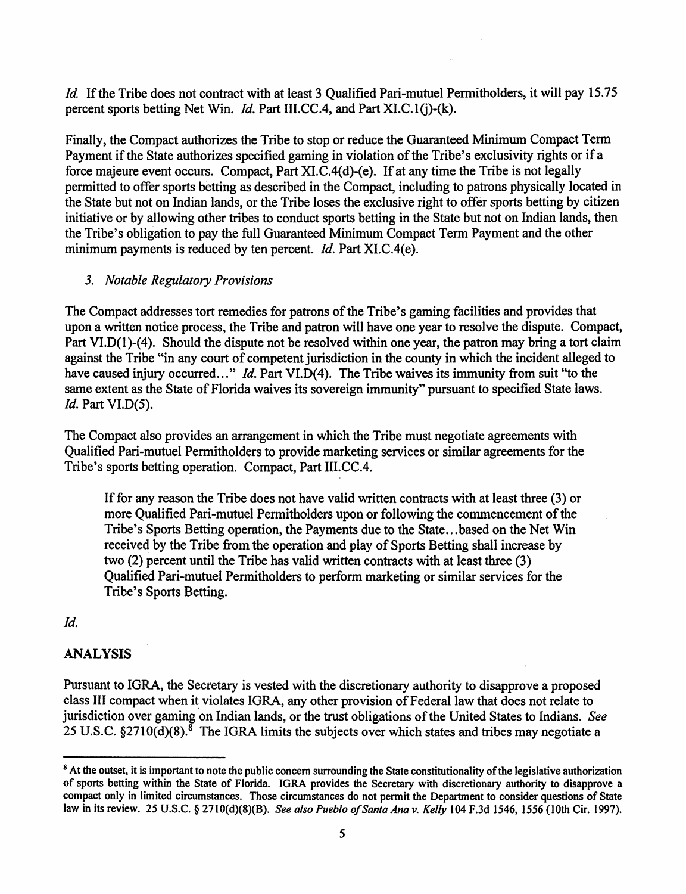*Id.* If the Tribe does not contract with at least 3 Qualified Pari-mutuel Permitholders, it will pay 15.75 percent sports betting Net Win. *Id.* Part III.CC.4, and Part XI.C.1(j)-(k).

Finally, the Compact authorizes the Tribe to stop or reduce the Guaranteed Minimum Compact Term Payment if the State authorizes specified gaming in violation of the Tribe's exclusivity rights or if a force majeure event occurs. Compact, Part XI.C.4(d)-(e). If at any time the Tribe is not legally permitted to offer sports betting as described in the Compact, including to patrons physically located in the State but not on Indian lands, or the Tribe loses the exclusive right to offer sports betting by citizen initiative or by allowing other tribes to conduct sports betting in the State but not on Indian lands, then the Tribe's obligation to pay the full Guaranteed Minimum Compact Term Payment and the other minimum payments is reduced by ten percent. *Id.* Part XI.C.4(e).

### *3. Notable Regulatory Provisions*

The Compact addresses tort remedies for patrons of the Tribe's gaming facilities and provides that upon a written notice process, the Tribe and patron will have one year to resolve the dispute. Compact, Part VI.D(1)-(4). Should the dispute not be resolved within one year, the patron may bring a tort claim against the Tribe "in any court of competent jurisdiction in the county in which the incident alleged to have caused injury occurred..." *Id.* Part VI.D(4). The Tribe waives its immunity from suit "to the same extent as the State of Florida waives its sovereign immunity" pursuant to specified State laws. *Id.* Part VI.D(5).

The Compact also provides an arrangement in which the Tribe must negotiate agreements with Qualified Pari-mutuel Permitholders to provide marketing services or similar agreements for the Tribe's sports betting operation. Compact, Part III.CC.4.

> If for any reason the Tribe does not have valid written contracts with at least three (3) or more Qualified Pari-mutuel Permitholders upon or following the commencement of the Tribe's Sports Betting operation, the Payments due to the State...based on the Net Win received by the Tribe from the operation and play of Sports Betting shall increase by two (2) percent until the Tribe has valid written contracts with at least three (3) Qualified Pari-mutuel Permitholders to perform marketing or similar services for the Tribe's Sports Betting.

*Id.*

## ANALYSIS

Pursuant to IGRA, the Secretary is vested with the discretionary authority to disapprove a proposed class III compact when it violates IGRA, any other provision of Federal law that does not relate to jurisdiction over gaming on Indian lands, or the trust obligations of the United States to Indians. *See* 25 U.S.C. §2710(d)(8).[8] The IGRA limits the subjects over which states and tribes may negotiate a

---

[8] At the outset, it is important to note the public concern surrounding the State constitutionality of the legislative authorization of sports betting within the State of Florida. IGRA provides the Secretary with discretionary authority to disapprove a compact only in limited circumstances. Those circumstances do not permit the Department to consider questions of State law in its review. 25 U.S.C. § 2710(d)(8)(B). *See also Pueblo of Santa Ana v. Kelly* 104 F.3d 1546, 1556 (10th Cir. 1997).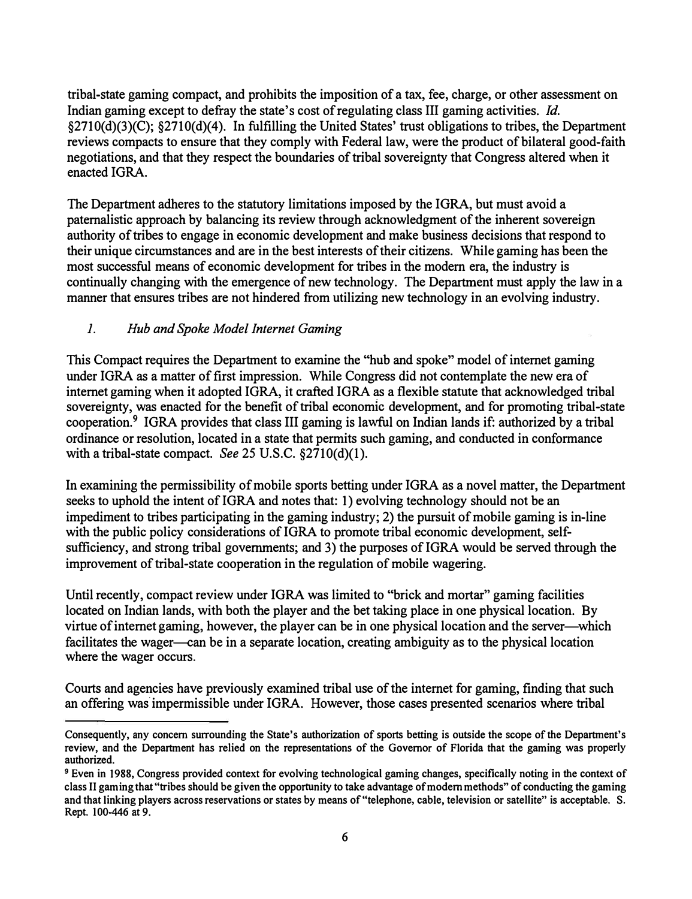tribal-state gaming compact, and prohibits the imposition of a tax, fee, charge, or other assessment on Indian gaming except to defray the state's cost of regulating class III gaming activities. *Id.* §2710(d)(3)(C); §2710(d)(4). In fulfilling the United States' trust obligations to tribes, the Department reviews compacts to ensure that they comply with Federal law, were the product of bilateral good-faith negotiations, and that they respect the boundaries of tribal sovereignty that Congress altered when it enacted IGRA.

The Department adheres to the statutory limitations imposed by the IGRA, but must avoid a paternalistic approach by balancing its review through acknowledgment of the inherent sovereign authority of tribes to engage in economic development and make business decisions that respond to their unique circumstances and are in the best interests of their citizens. While gaming has been the most successful means of economic development for tribes in the modern era, the industry is continually changing with the emergence of new technology. The Department must apply the law in a manner that ensures tribes are not hindered from utilizing new technology in an evolving industry.

*1. Hub and Spoke Model Internet Gaming*

This Compact requires the Department to examine the "hub and spoke" model of internet gaming under IGRA as a matter of first impression. While Congress did not contemplate the new era of internet gaming when it adopted IGRA, it crafted IGRA as a flexible statute that acknowledged tribal sovereignty, was enacted for the benefit of tribal economic development, and for promoting tribal-state cooperation.[9] IGRA provides that class III gaming is lawful on Indian lands if: authorized by a tribal ordinance or resolution, located in a state that permits such gaming, and conducted in conformance with a tribal-state compact. *See* 25 U.S.C. §2710(d)(1).

In examining the permissibility of mobile sports betting under IGRA as a novel matter, the Department seeks to uphold the intent of IGRA and notes that: 1) evolving technology should not be an impediment to tribes participating in the gaming industry; 2) the pursuit of mobile gaming is in-line with the public policy considerations of IGRA to promote tribal economic development, self-sufficiency, and strong tribal governments; and 3) the purposes of IGRA would be served through the improvement of tribal-state cooperation in the regulation of mobile wagering.

Until recently, compact review under IGRA was limited to "brick and mortar" gaming facilities located on Indian lands, with both the player and the bet taking place in one physical location. By virtue of internet gaming, however, the player can be in one physical location and the server—which facilitates the wager—can be in a separate location, creating ambiguity as to the physical location where the wager occurs.

Courts and agencies have previously examined tribal use of the internet for gaming, finding that such an offering was impermissible under IGRA. However, those cases presented scenarios where tribal

---

Consequently, any concern surrounding the State's authorization of sports betting is outside the scope of the Department's review, and the Department has relied on the representations of the Governor of Florida that the gaming was properly authorized.

[9] Even in 1988, Congress provided context for evolving technological gaming changes, specifically noting in the context of class II gaming that "tribes should be given the opportunity to take advantage of modern methods" of conducting the gaming and that linking players across reservations or states by means of "telephone, cable, television or satellite" is acceptable. S. Rept. 100-446 at 9.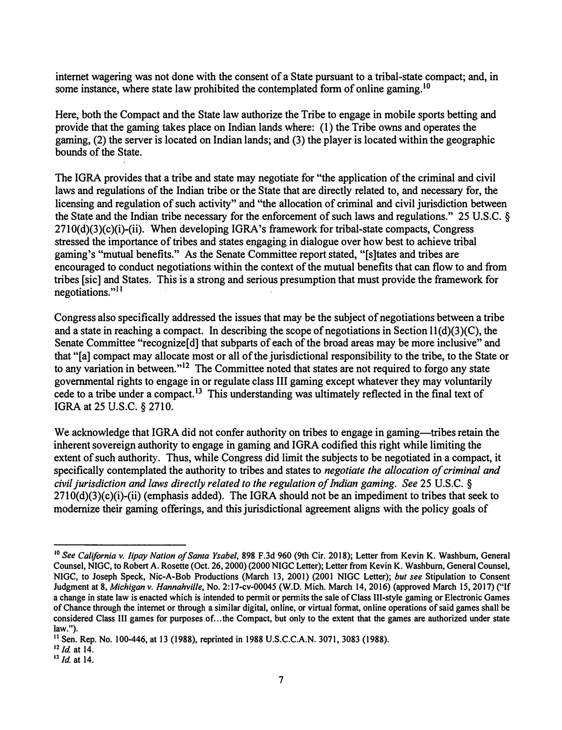internet wagering was not done with the consent of a State pursuant to a tribal-state compact; and, in some instance, where state law prohibited the contemplated form of online gaming.[10]

Here, both the Compact and the State law authorize the Tribe to engage in mobile sports betting and provide that the gaming takes place on Indian lands where: (1) the Tribe owns and operates the gaming, (2) the server is located on Indian lands; and (3) the player is located within the geographic bounds of the State.

The IGRA provides that a tribe and state may negotiate for "the application of the criminal and civil laws and regulations of the Indian tribe or the State that are directly related to, and necessary for, the licensing and regulation of such activity" and "the allocation of criminal and civil jurisdiction between the State and the Indian tribe necessary for the enforcement of such laws and regulations." 25 U.S.C. § 2710(d)(3)(c)(i)-(ii). When developing IGRA's framework for tribal-state compacts, Congress stressed the importance of tribes and states engaging in dialogue over how best to achieve tribal gaming's "mutual benefits." As the Senate Committee report stated, "[s]tates and tribes are encouraged to conduct negotiations within the context of the mutual benefits that can flow to and from tribes [sic] and States. This is a strong and serious presumption that must provide the framework for negotiations."[11]

Congress also specifically addressed the issues that may be the subject of negotiations between a tribe and a state in reaching a compact. In describing the scope of negotiations in Section 11(d)(3)(C), the Senate Committee "recognize[d] that subparts of each of the broad areas may be more inclusive" and that "[a] compact may allocate most or all of the jurisdictional responsibility to the tribe, to the State or to any variation in between."[12] The Committee noted that states are not required to forgo any state governmental rights to engage in or regulate class III gaming except whatever they may voluntarily cede to a tribe under a compact.[13] This understanding was ultimately reflected in the final text of IGRA at 25 U.S.C. § 2710.

We acknowledge that IGRA did not confer authority on tribes to engage in gaming—tribes retain the inherent sovereign authority to engage in gaming and IGRA codified this right while limiting the extent of such authority. Thus, while Congress did limit the subjects to be negotiated in a compact, it specifically contemplated the authority to tribes and states to *negotiate the allocation of criminal and civil jurisdiction and laws directly related to the regulation of Indian gaming. See* 25 U.S.C. § 2710(d)(3)(c)(i)-(ii) (emphasis added). The IGRA should not be an impediment to tribes that seek to modernize their gaming offerings, and this jurisdictional agreement aligns with the policy goals of

---

[10] *See California v. Iipay Nation of Santa Ysabel*, 898 F.3d 960 (9th Cir. 2018); Letter from Kevin K. Washburn, General Counsel, NIGC, to Robert A. Rosette (Oct. 26, 2000) (2000 NIGC Letter); Letter from Kevin K. Washburn, General Counsel, NIGC, to Joseph Speck, Nic-A-Bob Productions (March 13, 2001) (2001 NIGC Letter); *but see* Stipulation to Consent Judgment at 8, *Michigan v. Hannahville*, No. 2:17-cv-00045 (W.D. Mich. March 14, 2016) (approved March 15, 2017) ("If a change in state law is enacted which is intended to permit or permits the sale of Class III-style gaming or Electronic Games of Chance through the internet or through a similar digital, online, or virtual format, online operations of said games shall be considered Class III games for purposes of...the Compact, but only to the extent that the games are authorized under state law.").

[11] Sen. Rep. No. 100-446, at 13 (1988), reprinted in 1988 U.S.C.C.A.N. 3071, 3083 (1988).

[12] *Id.* at 14.

[13] *Id.* at 14.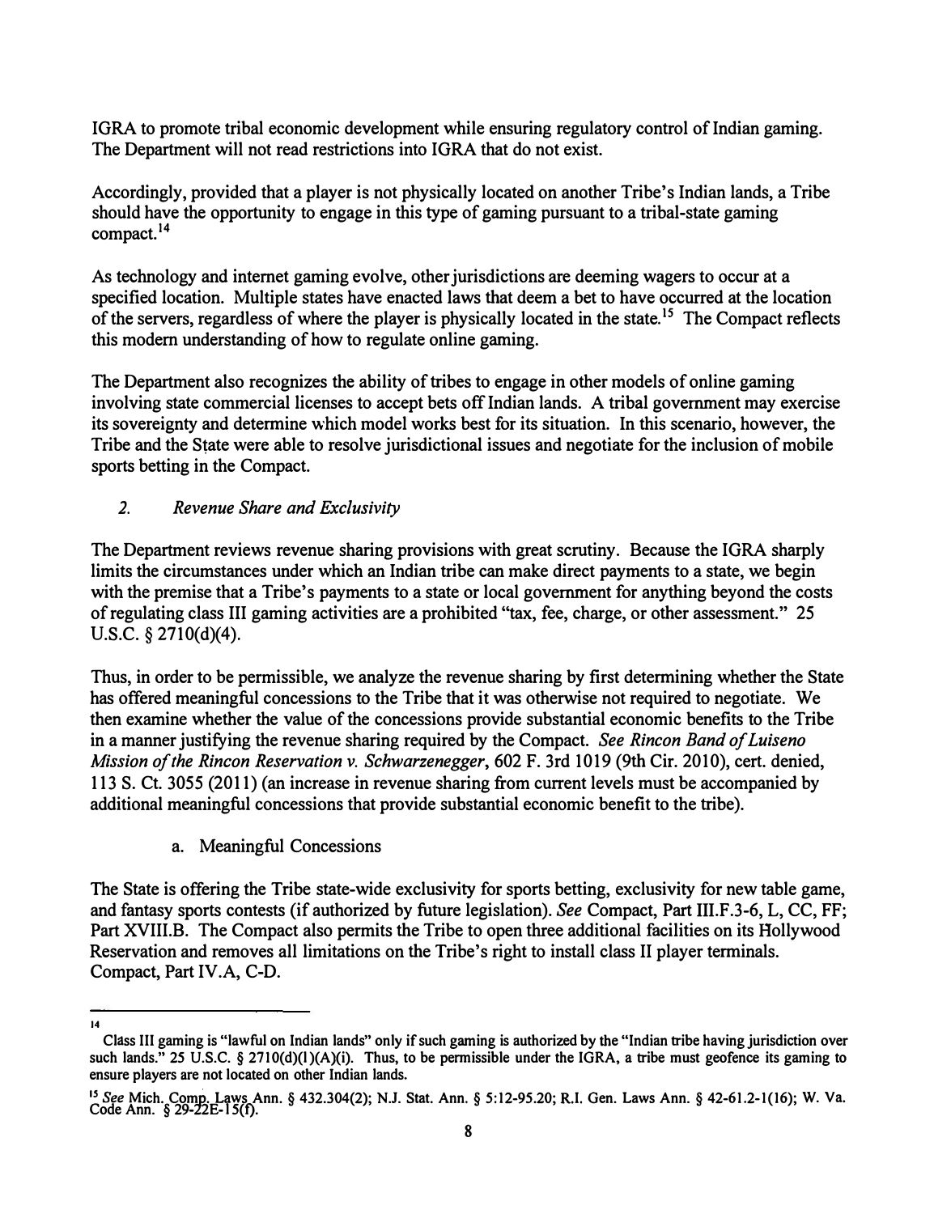IGRA to promote tribal economic development while ensuring regulatory control of Indian gaming. The Department will not read restrictions into IGRA that do not exist.

Accordingly, provided that a player is not physically located on another Tribe's Indian lands, a Tribe should have the opportunity to engage in this type of gaming pursuant to a tribal-state gaming compact.[14]

As technology and internet gaming evolve, other jurisdictions are deeming wagers to occur at a specified location. Multiple states have enacted laws that deem a bet to have occurred at the location of the servers, regardless of where the player is physically located in the state.[15] The Compact reflects this modern understanding of how to regulate online gaming.

The Department also recognizes the ability of tribes to engage in other models of online gaming involving state commercial licenses to accept bets off Indian lands. A tribal government may exercise its sovereignty and determine which model works best for its situation. In this scenario, however, the Tribe and the State were able to resolve jurisdictional issues and negotiate for the inclusion of mobile sports betting in the Compact.

### 2. *Revenue Share and Exclusivity*

The Department reviews revenue sharing provisions with great scrutiny. Because the IGRA sharply limits the circumstances under which an Indian tribe can make direct payments to a state, we begin with the premise that a Tribe's payments to a state or local government for anything beyond the costs of regulating class III gaming activities are a prohibited "tax, fee, charge, or other assessment." 25 U.S.C. § 2710(d)(4).

Thus, in order to be permissible, we analyze the revenue sharing by first determining whether the State has offered meaningful concessions to the Tribe that it was otherwise not required to negotiate. We then examine whether the value of the concessions provide substantial economic benefits to the Tribe in a manner justifying the revenue sharing required by the Compact. *See Rincon Band of Luiseno Mission of the Rincon Reservation v. Schwarzenegger*, 602 F. 3rd 1019 (9th Cir. 2010), cert. denied, 113 S. Ct. 3055 (2011) (an increase in revenue sharing from current levels must be accompanied by additional meaningful concessions that provide substantial economic benefit to the tribe).

#### a. Meaningful Concessions

The State is offering the Tribe state-wide exclusivity for sports betting, exclusivity for new table game, and fantasy sports contests (if authorized by future legislation). *See* Compact, Part III.F.3-6, L, CC, FF; Part XVIII.B. The Compact also permits the Tribe to open three additional facilities on its Hollywood Reservation and removes all limitations on the Tribe's right to install class II player terminals. Compact, Part IV.A, C-D.

---

[14] Class III gaming is "lawful on Indian lands" only if such gaming is authorized by the "Indian tribe having jurisdiction over such lands." 25 U.S.C. § 2710(d)(1)(A)(i). Thus, to be permissible under the IGRA, a tribe must geofence its gaming to ensure players are not located on other Indian lands.

[15] *See* Mich. Comp. Laws Ann. § 432.304(2); N.J. Stat. Ann. § 5:12-95.20; R.I. Gen. Laws Ann. § 42-61.2-1(16); W. Va. Code Ann. § 29-22E-15(f).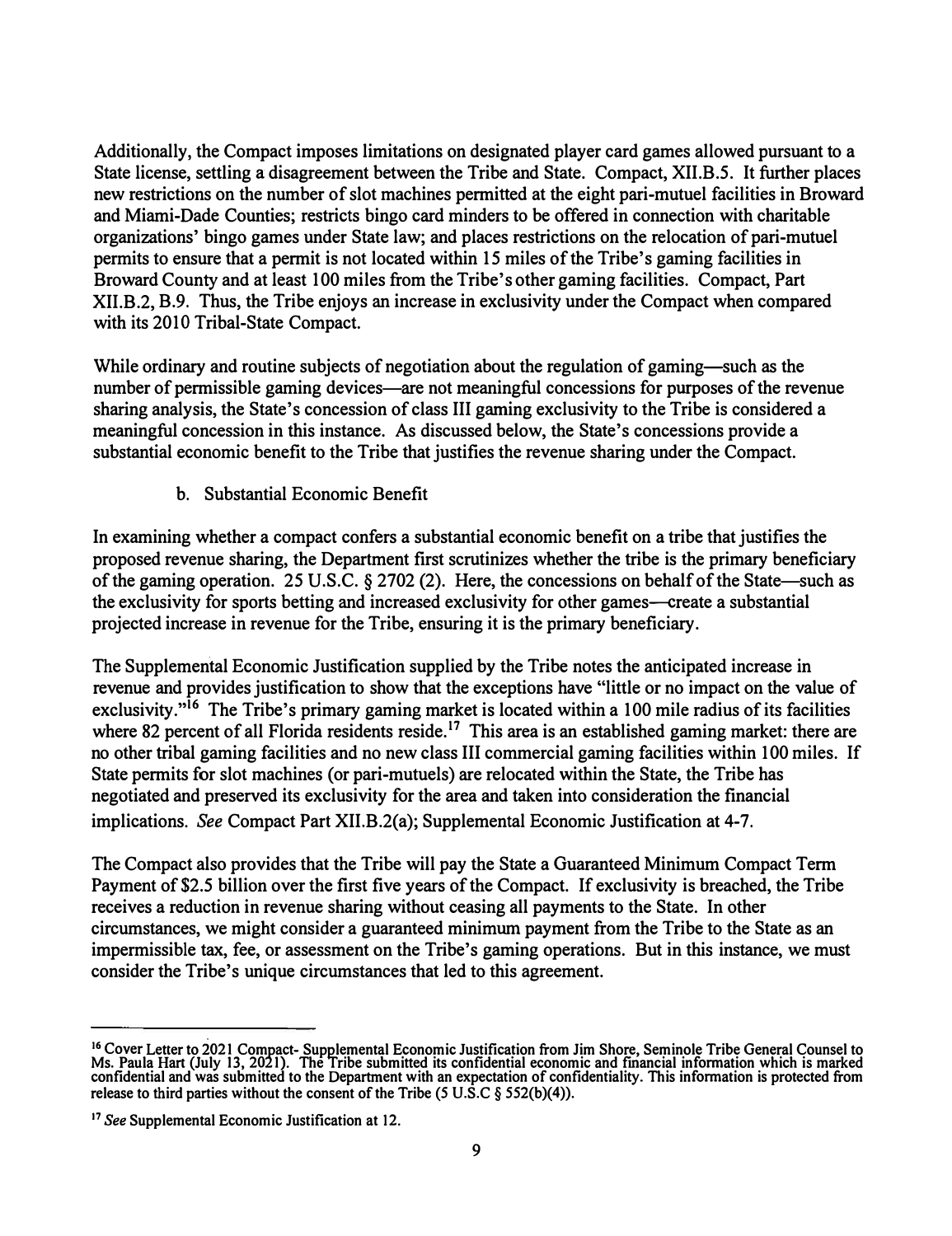Additionally, the Compact imposes limitations on designated player card games allowed pursuant to a State license, settling a disagreement between the Tribe and State. Compact, XII.B.5. It further places new restrictions on the number of slot machines permitted at the eight pari-mutuel facilities in Broward and Miami-Dade Counties; restricts bingo card minders to be offered in connection with charitable organizations' bingo games under State law; and places restrictions on the relocation of pari-mutuel permits to ensure that a permit is not located within 15 miles of the Tribe's gaming facilities in Broward County and at least 100 miles from the Tribe's other gaming facilities. Compact, Part XII.B.2, B.9. Thus, the Tribe enjoys an increase in exclusivity under the Compact when compared with its 2010 Tribal-State Compact.

While ordinary and routine subjects of negotiation about the regulation of gaming—such as the number of permissible gaming devices—are not meaningful concessions for purposes of the revenue sharing analysis, the State's concession of class III gaming exclusivity to the Tribe is considered a meaningful concession in this instance. As discussed below, the State's concessions provide a substantial economic benefit to the Tribe that justifies the revenue sharing under the Compact.

b. Substantial Economic Benefit

In examining whether a compact confers a substantial economic benefit on a tribe that justifies the proposed revenue sharing, the Department first scrutinizes whether the tribe is the primary beneficiary of the gaming operation. 25 U.S.C. § 2702 (2). Here, the concessions on behalf of the State—such as the exclusivity for sports betting and increased exclusivity for other games—create a substantial projected increase in revenue for the Tribe, ensuring it is the primary beneficiary.

The Supplemental Economic Justification supplied by the Tribe notes the anticipated increase in revenue and provides justification to show that the exceptions have "little or no impact on the value of exclusivity."[16] The Tribe's primary gaming market is located within a 100 mile radius of its facilities where 82 percent of all Florida residents reside.[17] This area is an established gaming market: there are no other tribal gaming facilities and no new class III commercial gaming facilities within 100 miles. If State permits for slot machines (or pari-mutuels) are relocated within the State, the Tribe has negotiated and preserved its exclusivity for the area and taken into consideration the financial implications. *See* Compact Part XII.B.2(a); Supplemental Economic Justification at 4-7.

The Compact also provides that the Tribe will pay the State a Guaranteed Minimum Compact Term Payment of $2.5 billion over the first five years of the Compact. If exclusivity is breached, the Tribe receives a reduction in revenue sharing without ceasing all payments to the State. In other circumstances, we might consider a guaranteed minimum payment from the Tribe to the State as an impermissible tax, fee, or assessment on the Tribe's gaming operations. But in this instance, we must consider the Tribe's unique circumstances that led to this agreement.

---

[16] Cover Letter to 2021 Compact- Supplemental Economic Justification from Jim Shore, Seminole Tribe General Counsel to Ms. Paula Hart (July 13, 2021). The Tribe submitted its confidential economic and financial information which is marked confidential and was submitted to the Department with an expectation of confidentiality. This information is protected from release to third parties without the consent of the Tribe (5 U.S.C § 552(b)(4)).

[17] *See* Supplemental Economic Justification at 12.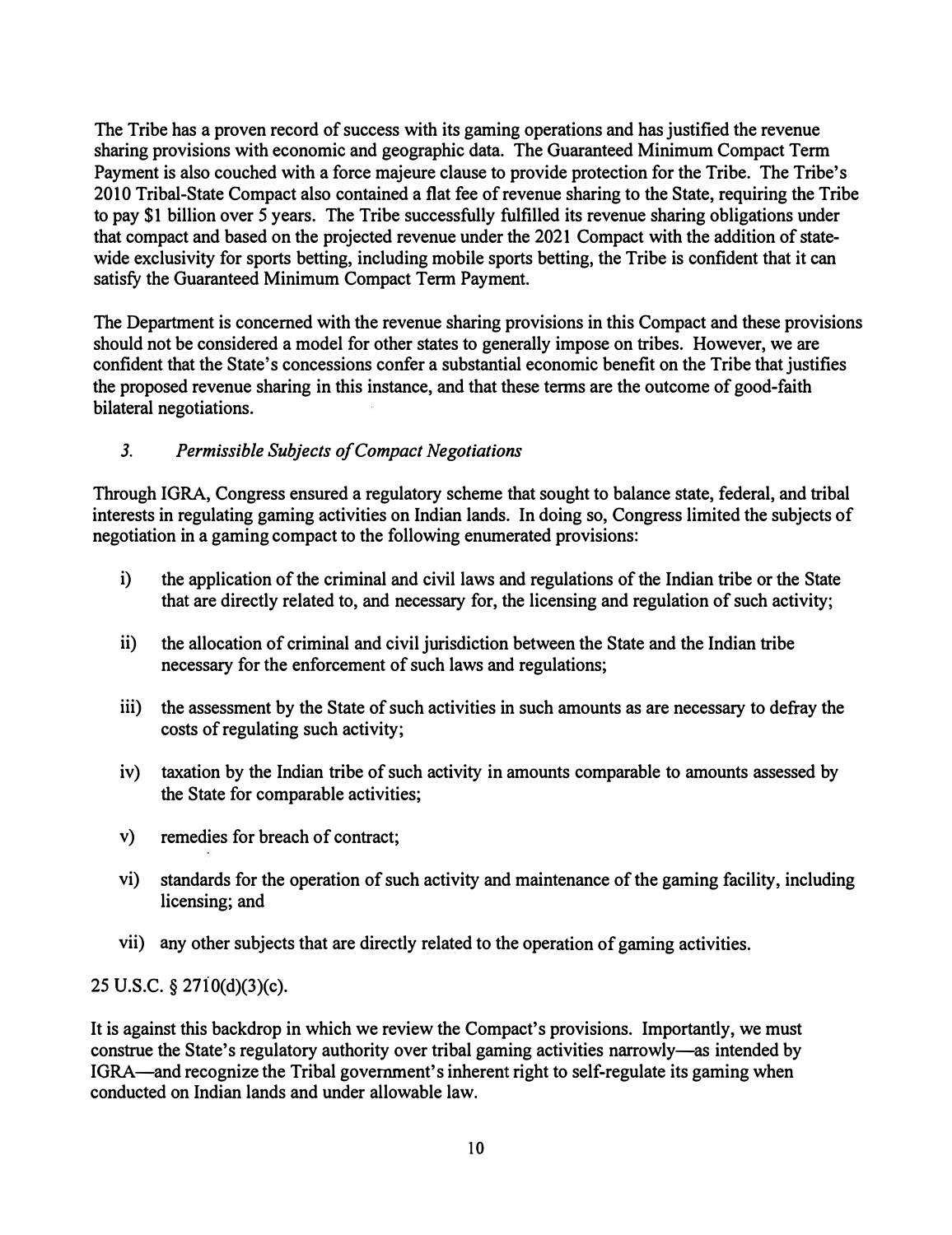The Tribe has a proven record of success with its gaming operations and has justified the revenue sharing provisions with economic and geographic data. The Guaranteed Minimum Compact Term Payment is also couched with a force majeure clause to provide protection for the Tribe. The Tribe's 2010 Tribal-State Compact also contained a flat fee of revenue sharing to the State, requiring the Tribe to pay $1 billion over 5 years. The Tribe successfully fulfilled its revenue sharing obligations under that compact and based on the projected revenue under the 2021 Compact with the addition of state-wide exclusivity for sports betting, including mobile sports betting, the Tribe is confident that it can satisfy the Guaranteed Minimum Compact Term Payment.

The Department is concerned with the revenue sharing provisions in this Compact and these provisions should not be considered a model for other states to generally impose on tribes. However, we are confident that the State's concessions confer a substantial economic benefit on the Tribe that justifies the proposed revenue sharing in this instance, and that these terms are the outcome of good-faith bilateral negotiations.

### 3. *Permissible Subjects of Compact Negotiations*

Through IGRA, Congress ensured a regulatory scheme that sought to balance state, federal, and tribal interests in regulating gaming activities on Indian lands. In doing so, Congress limited the subjects of negotiation in a gaming compact to the following enumerated provisions:

i) the application of the criminal and civil laws and regulations of the Indian tribe or the State that are directly related to, and necessary for, the licensing and regulation of such activity;

ii) the allocation of criminal and civil jurisdiction between the State and the Indian tribe necessary for the enforcement of such laws and regulations;

iii) the assessment by the State of such activities in such amounts as are necessary to defray the costs of regulating such activity;

iv) taxation by the Indian tribe of such activity in amounts comparable to amounts assessed by the State for comparable activities;

v) remedies for breach of contract;

vi) standards for the operation of such activity and maintenance of the gaming facility, including licensing; and

vii) any other subjects that are directly related to the operation of gaming activities.

25 U.S.C. § 2710(d)(3)(c).

It is against this backdrop in which we review the Compact's provisions. Importantly, we must construe the State's regulatory authority over tribal gaming activities narrowly—as intended by IGRA—and recognize the Tribal government's inherent right to self-regulate its gaming when conducted on Indian lands and under allowable law.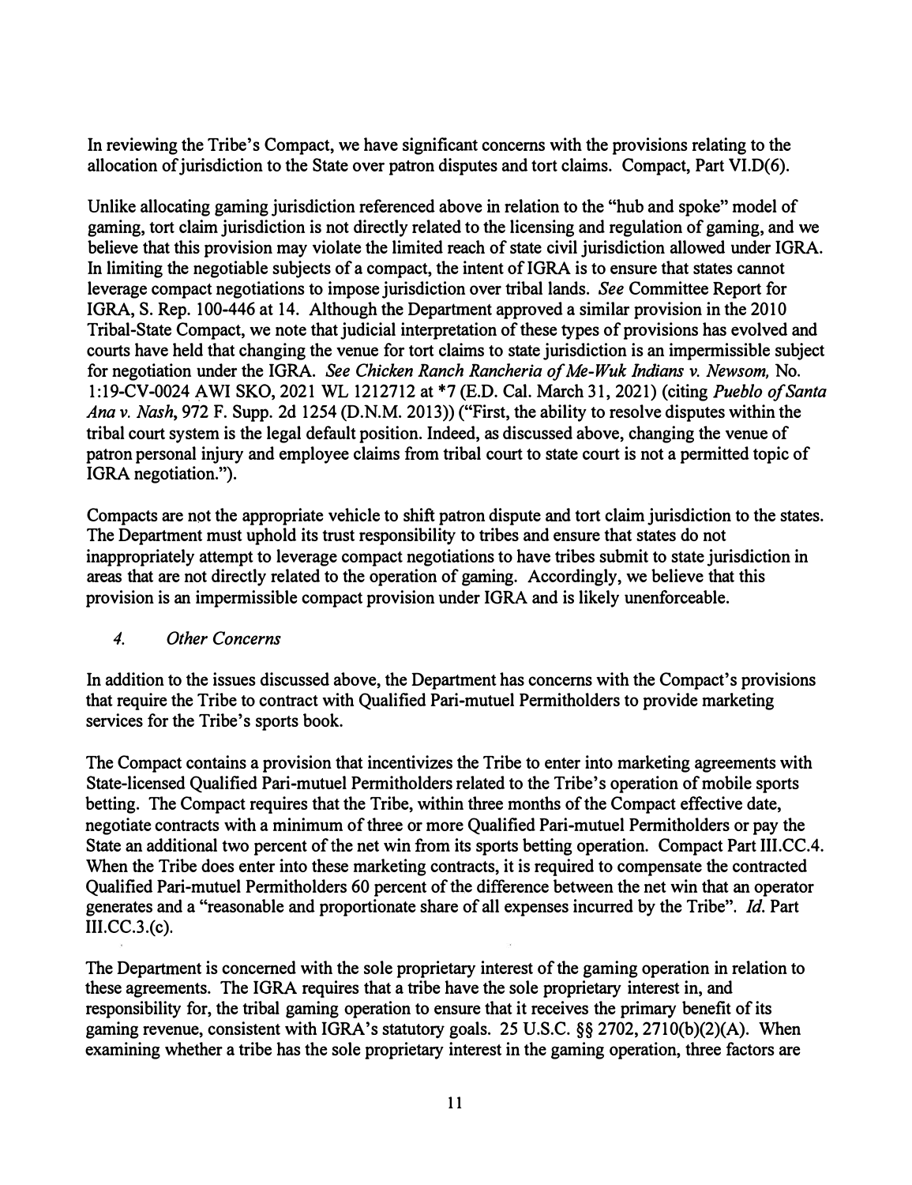In reviewing the Tribe's Compact, we have significant concerns with the provisions relating to the allocation of jurisdiction to the State over patron disputes and tort claims. Compact, Part VI.D(6).

Unlike allocating gaming jurisdiction referenced above in relation to the "hub and spoke" model of gaming, tort claim jurisdiction is not directly related to the licensing and regulation of gaming, and we believe that this provision may violate the limited reach of state civil jurisdiction allowed under IGRA. In limiting the negotiable subjects of a compact, the intent of IGRA is to ensure that states cannot leverage compact negotiations to impose jurisdiction over tribal lands. *See* Committee Report for IGRA, S. Rep. 100-446 at 14. Although the Department approved a similar provision in the 2010 Tribal-State Compact, we note that judicial interpretation of these types of provisions has evolved and courts have held that changing the venue for tort claims to state jurisdiction is an impermissible subject for negotiation under the IGRA. *See Chicken Ranch Rancheria of Me-Wuk Indians v. Newsom,* No. 1:19-CV-0024 AWI SKO, 2021 WL 1212712 at *7 (E.D. Cal. March 31, 2021) (citing *Pueblo of Santa Ana v. Nash*, 972 F. Supp. 2d 1254 (D.N.M. 2013)) ("First, the ability to resolve disputes within the tribal court system is the legal default position. Indeed, as discussed above, changing the venue of patron personal injury and employee claims from tribal court to state court is not a permitted topic of IGRA negotiation.").

Compacts are not the appropriate vehicle to shift patron dispute and tort claim jurisdiction to the states. The Department must uphold its trust responsibility to tribes and ensure that states do not inappropriately attempt to leverage compact negotiations to have tribes submit to state jurisdiction in areas that are not directly related to the operation of gaming. Accordingly, we believe that this provision is an impermissible compact provision under IGRA and is likely unenforceable.

### *4. Other Concerns*

In addition to the issues discussed above, the Department has concerns with the Compact's provisions that require the Tribe to contract with Qualified Pari-mutuel Permitholders to provide marketing services for the Tribe's sports book.

The Compact contains a provision that incentivizes the Tribe to enter into marketing agreements with State-licensed Qualified Pari-mutuel Permitholders related to the Tribe's operation of mobile sports betting. The Compact requires that the Tribe, within three months of the Compact effective date, negotiate contracts with a minimum of three or more Qualified Pari-mutuel Permitholders or pay the State an additional two percent of the net win from its sports betting operation. Compact Part III.CC.4. When the Tribe does enter into these marketing contracts, it is required to compensate the contracted Qualified Pari-mutuel Permitholders 60 percent of the difference between the net win that an operator generates and a "reasonable and proportionate share of all expenses incurred by the Tribe". *Id.* Part III.CC.3.(c).

The Department is concerned with the sole proprietary interest of the gaming operation in relation to these agreements. The IGRA requires that a tribe have the sole proprietary interest in, and responsibility for, the tribal gaming operation to ensure that it receives the primary benefit of its gaming revenue, consistent with IGRA's statutory goals. 25 U.S.C. §§ 2702, 2710(b)(2)(A). When examining whether a tribe has the sole proprietary interest in the gaming operation, three factors are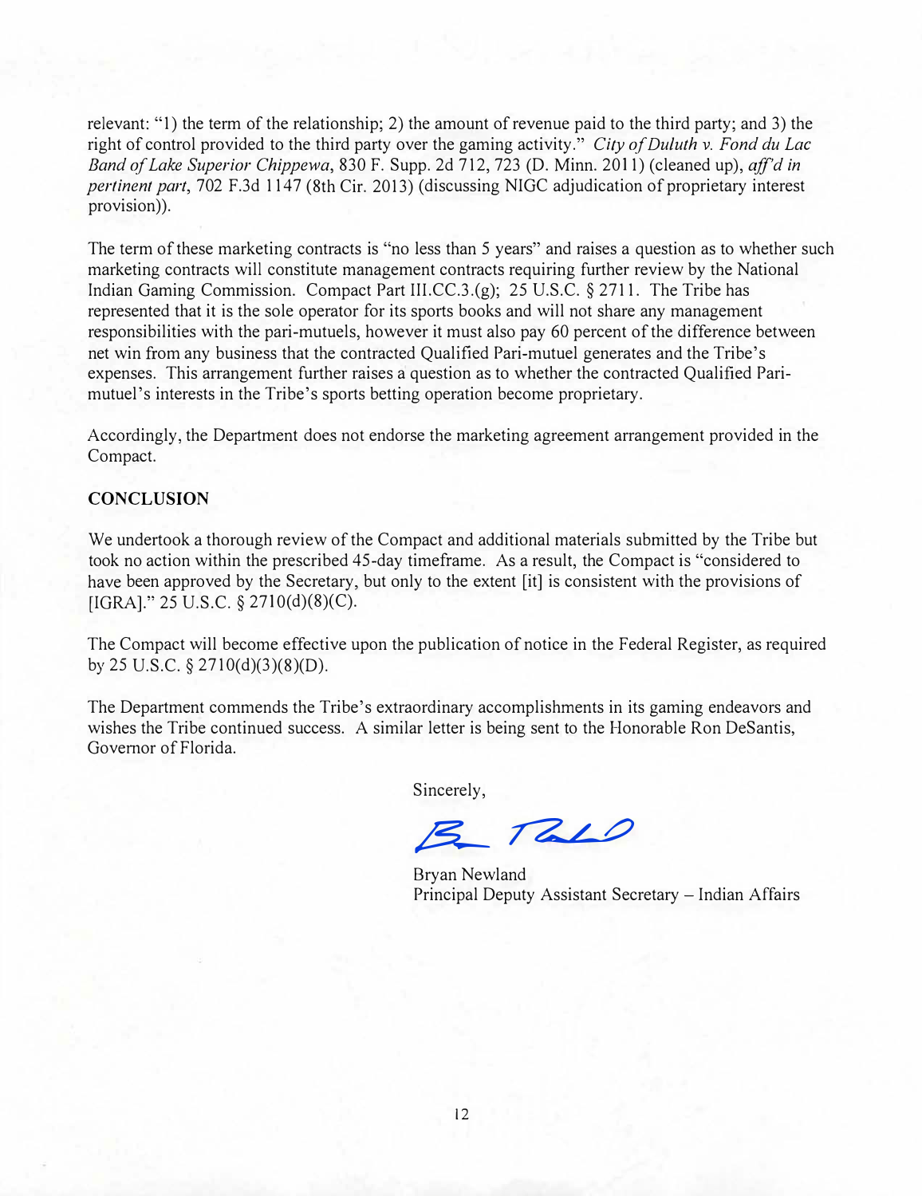relevant: "1) the term of the relationship; 2) the amount of revenue paid to the third party; and 3) the right of control provided to the third party over the gaming activity." *City of Duluth v. Fond du Lac Band of Lake Superior Chippewa*, 830 F. Supp. 2d 712, 723 (D. Minn. 2011) (cleaned up), *aff'd in pertinent part*, 702 F.3d 1147 (8th Cir. 2013) (discussing NIGC adjudication of proprietary interest provision)).

The term of these marketing contracts is "no less than 5 years" and raises a question as to whether such marketing contracts will constitute management contracts requiring further review by the National Indian Gaming Commission. Compact Part III.CC.3.(g); 25 U.S.C. § 2711. The Tribe has represented that it is the sole operator for its sports books and will not share any management responsibilities with the pari-mutuels, however it must also pay 60 percent of the difference between net win from any business that the contracted Qualified Pari-mutuel generates and the Tribe's expenses. This arrangement further raises a question as to whether the contracted Qualified Pari-mutuel's interests in the Tribe's sports betting operation become proprietary.

Accordingly, the Department does not endorse the marketing agreement arrangement provided in the Compact.

**CONCLUSION**

We undertook a thorough review of the Compact and additional materials submitted by the Tribe but took no action within the prescribed 45-day timeframe. As a result, the Compact is "considered to have been approved by the Secretary, but only to the extent [it] is consistent with the provisions of [IGRA]." 25 U.S.C. § 2710(d)(8)(C).

The Compact will become effective upon the publication of notice in the Federal Register, as required by 25 U.S.C. § 2710(d)(3)(8)(D).

The Department commends the Tribe's extraordinary accomplishments in its gaming endeavors and wishes the Tribe continued success. A similar letter is being sent to the Honorable Ron DeSantis, Governor of Florida.

Sincerely,

Bryan Newland
Principal Deputy Assistant Secretary – Indian Affairs